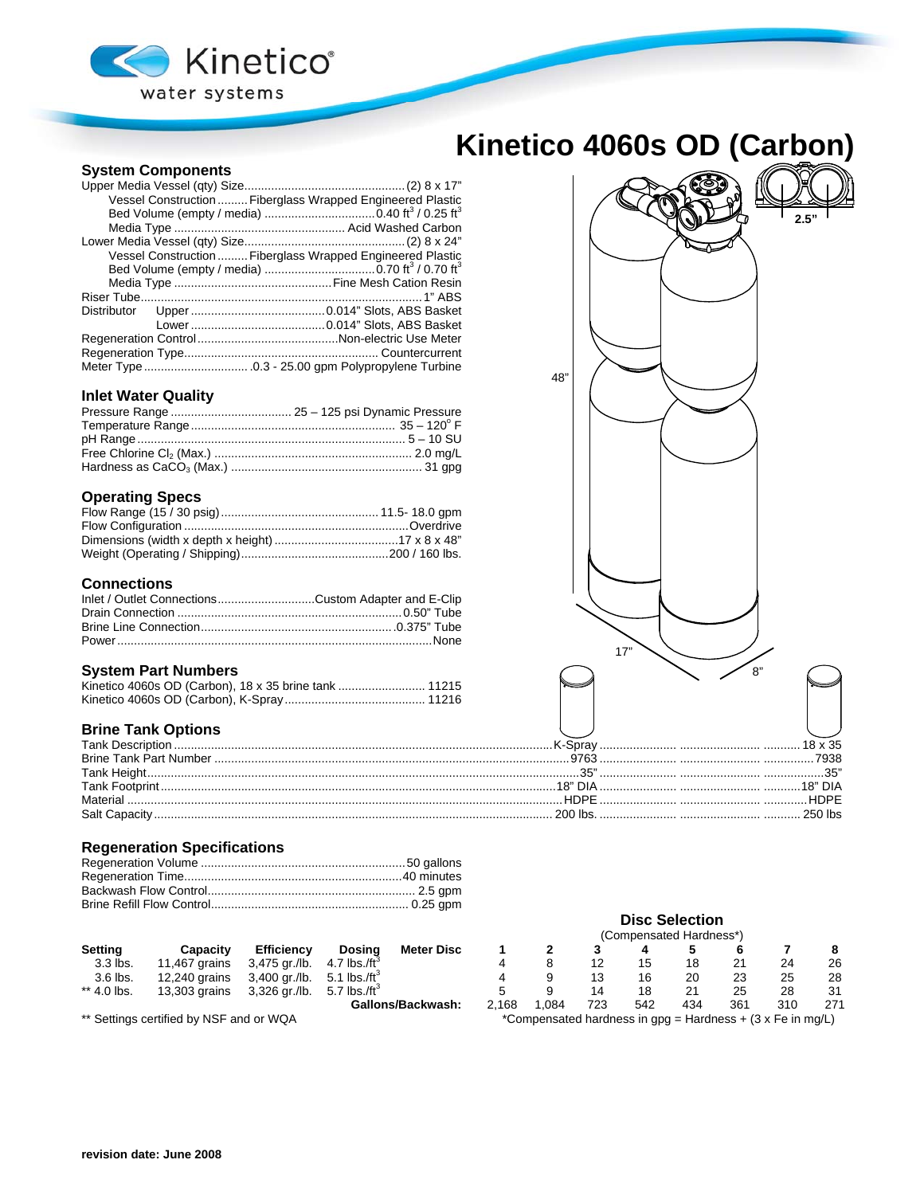Kinetico water systems

# Kinetico 4060s OD (Carbon)

## System Components

Upper Media Vessel (qty) Size................................................(2) 8 x 17"
- Vessel Construction .........Fiberglass Wrapped Engineered Plastic
- Bed Volume (empty / media) ................................0.40 $ft^3$ / 0.25 $ft^3$
- Media Type .................................................. Acid Washed Carbon

Lower Media Vessel (qty) Size................................................(2) 8 x 24"
- Vessel Construction .........Fiberglass Wrapped Engineered Plastic
- Bed Volume (empty / media) ................................0.70 $ft^3$ / 0.70 $ft^3$
- Media Type ...............................................Fine Mesh Cation Resin

Riser Tube..................................................................................1" ABS

Distributor Upper........................................0.014" Slots, ABS Basket

Lower........................................0.014" Slots, ABS Basket

Regeneration Control..........................................Non-electric Use Meter

Regeneration Type......................................................... Countercurrent

Meter Type ............................... .0.3 - 25.00 gpm Polypropylene Turbine

## Inlet Water Quality

Pressure Range .................................... 25 – 125 psi Dynamic Pressure

Temperature Range ............................................................ 35 – 120° F

pH Range ............................................................................... 5 – 10 SU

Free Chlorine $Cl_2$ (Max.) .......................................................... 2.0 mg/L

Hardness as $CaCO_3$ (Max.) ........................................................ 31 gpg

## Operating Specs

Flow Range (15 / 30 psig) ............................................... 11.5- 18.0 gpm

Flow Configuration ..................................................................Overdrive

Dimensions (width x depth x height) .....................................17 x 8 x 48"

Weight (Operating / Shipping)............................................200 / 160 lbs.

## Connections

Inlet / Outlet Connections.............................Custom Adapter and E-Clip

Drain Connection .................................................................0.50" Tube

Brine Line Connection.........................................................0.375" Tube

Power..........................................................................................None

## System Part Numbers

Kinetico 4060s OD (Carbon), 18 x 35 brine tank .......................... 11215

Kinetico 4060s OD (Carbon), K-Spray.......................................... 11216

48" 17" 8" 2.5"

## Brine Tank Options

| Tank Description | K-Spray | 18 x 35 |
|---|---|---|
| Brine Tank Part Number | 9763 | 7938 |
| Tank Height | 35" | 35" |
| Tank Footprint | 18" DIA | 18" DIA |
| Material | HDPE | HDPE |
| Salt Capacity | 200 lbs. | 250 lbs |

## Regeneration Specifications

Regeneration Volume .............................................................50 gallons

Regeneration Time.................................................................40 minutes

Backwash Flow Control............................................................. 2.5 gpm

Brine Refill Flow Control.......................................................... 0.25 gpm

### Disc Selection

(Compensated Hardness*)

| Setting | Capacity | Efficiency | Dosing | Meter Disc | 1 | 2 | 3 | 4 | 5 | 6 | 7 | 8 |
|---|---|---|---|---|---|---|---|---|---|---|---|---|
| 3.3 lbs. | 11,467 grains | 3,475 gr./lb. | 4.7 lbs./$ft^3$ | | 4 | 8 | 12 | 15 | 18 | 21 | 24 | 26 |
| 3.6 lbs. | 12,240 grains | 3,400 gr./lb. | 5.1 lbs./$ft^3$ | | 4 | 9 | 13 | 16 | 20 | 23 | 25 | 28 |
| ** 4.0 lbs. | 13,303 grains | 3,326 gr./lb. | 5.7 lbs./$ft^3$ | | 5 | 9 | 14 | 18 | 21 | 25 | 28 | 31 |
| | | | | Gallons/Backwash: | 2,168 | 1,084 | 723 | 542 | 434 | 361 | 310 | 271 |

** Settings certified by NSF and or WQA

*Compensated hardness in gpg = Hardness + (3 x Fe in mg/L)

**revision date: June 2008**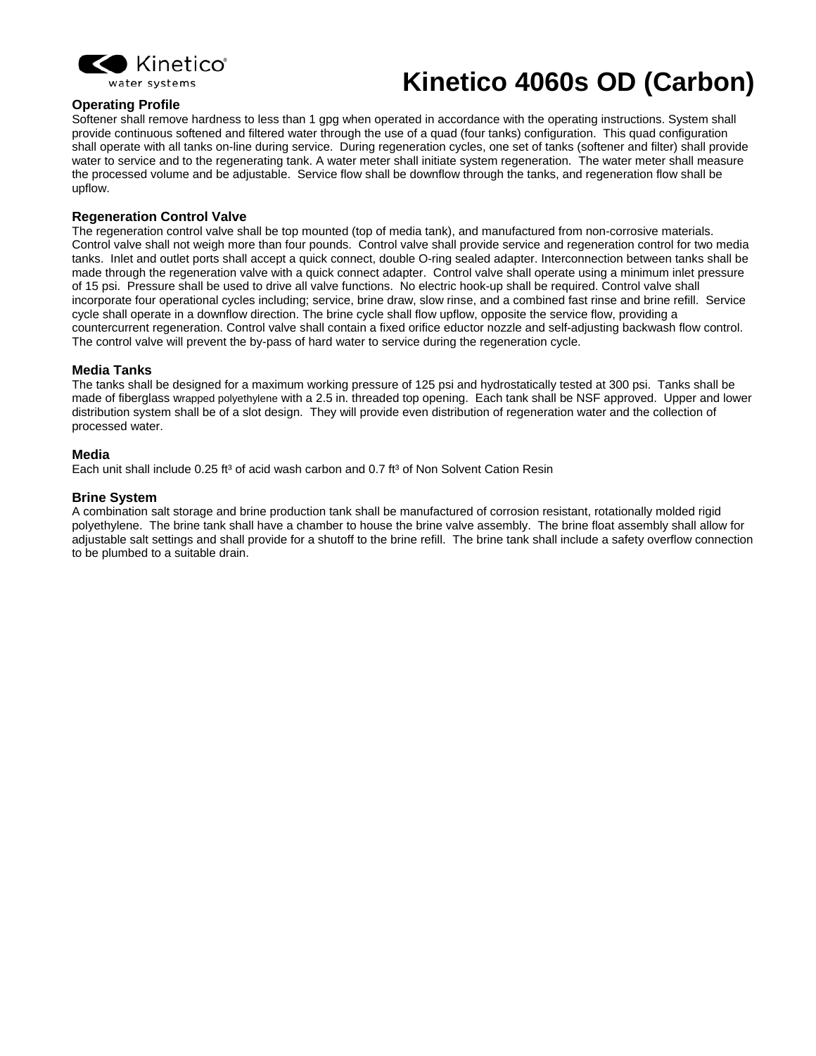# Kinetico 4060s OD (Carbon)

### Operating Profile

Softener shall remove hardness to less than 1 gpg when operated in accordance with the operating instructions. System shall provide continuous softened and filtered water through the use of a quad (four tanks) configuration. This quad configuration shall operate with all tanks on-line during service. During regeneration cycles, one set of tanks (softener and filter) shall provide water to service and to the regenerating tank. A water meter shall initiate system regeneration. The water meter shall measure the processed volume and be adjustable. Service flow shall be downflow through the tanks, and regeneration flow shall be upflow.

### Regeneration Control Valve

The regeneration control valve shall be top mounted (top of media tank), and manufactured from non-corrosive materials. Control valve shall not weigh more than four pounds. Control valve shall provide service and regeneration control for two media tanks. Inlet and outlet ports shall accept a quick connect, double O-ring sealed adapter. Interconnection between tanks shall be made through the regeneration valve with a quick connect adapter. Control valve shall operate using a minimum inlet pressure of 15 psi. Pressure shall be used to drive all valve functions. No electric hook-up shall be required. Control valve shall incorporate four operational cycles including; service, brine draw, slow rinse, and a combined fast rinse and brine refill. Service cycle shall operate in a downflow direction. The brine cycle shall flow upflow, opposite the service flow, providing a countercurrent regeneration. Control valve shall contain a fixed orifice eductor nozzle and self-adjusting backwash flow control. The control valve will prevent the by-pass of hard water to service during the regeneration cycle.

### Media Tanks

The tanks shall be designed for a maximum working pressure of 125 psi and hydrostatically tested at 300 psi. Tanks shall be made of fiberglass wrapped polyethylene with a 2.5 in. threaded top opening. Each tank shall be NSF approved. Upper and lower distribution system shall be of a slot design. They will provide even distribution of regeneration water and the collection of processed water.

### Media

Each unit shall include 0.25 $ft^3$ of acid wash carbon and 0.7 $ft^3$ of Non Solvent Cation Resin

### Brine System

A combination salt storage and brine production tank shall be manufactured of corrosion resistant, rotationally molded rigid polyethylene. The brine tank shall have a chamber to house the brine valve assembly. The brine float assembly shall allow for adjustable salt settings and shall provide for a shutoff to the brine refill. The brine tank shall include a safety overflow connection to be plumbed to a suitable drain.